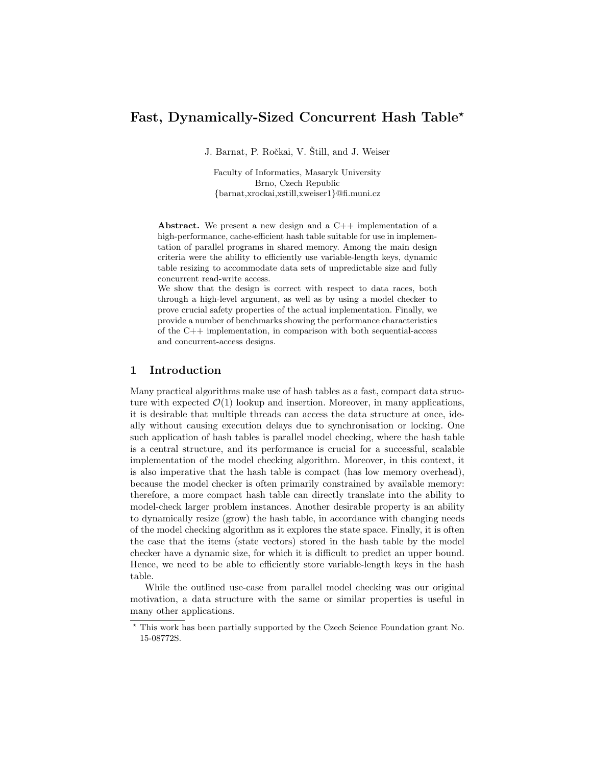# Fast, Dynamically-Sized Concurrent Hash Table*

J. Barnat, P. Ročkai, V. Štill, and J. Weiser

Faculty of Informatics, Masaryk University
Brno, Czech Republic
{barnat,xrockai,xstill,xweiser1}@fi.muni.cz

**Abstract.** We present a new design and a C++ implementation of a high-performance, cache-efficient hash table suitable for use in implementation of parallel programs in shared memory. Among the main design criteria were the ability to efficiently use variable-length keys, dynamic table resizing to accommodate data sets of unpredictable size and fully concurrent read-write access.
We show that the design is correct with respect to data races, both through a high-level argument, as well as by using a model checker to prove crucial safety properties of the actual implementation. Finally, we provide a number of benchmarks showing the performance characteristics of the C++ implementation, in comparison with both sequential-access and concurrent-access designs.

## 1 Introduction

Many practical algorithms make use of hash tables as a fast, compact data structure with expected $\mathcal{O}(1)$ lookup and insertion. Moreover, in many applications, it is desirable that multiple threads can access the data structure at once, ideally without causing execution delays due to synchronisation or locking. One such application of hash tables is parallel model checking, where the hash table is a central structure, and its performance is crucial for a successful, scalable implementation of the model checking algorithm. Moreover, in this context, it is also imperative that the hash table is compact (has low memory overhead), because the model checker is often primarily constrained by available memory: therefore, a more compact hash table can directly translate into the ability to model-check larger problem instances. Another desirable property is an ability to dynamically resize (grow) the hash table, in accordance with changing needs of the model checking algorithm as it explores the state space. Finally, it is often the case that the items (state vectors) stored in the hash table by the model checker have a dynamic size, for which it is difficult to predict an upper bound. Hence, we need to be able to efficiently store variable-length keys in the hash table.

While the outlined use-case from parallel model checking was our original motivation, a data structure with the same or similar properties is useful in many other applications.

* This work has been partially supported by the Czech Science Foundation grant No. 15-08772S.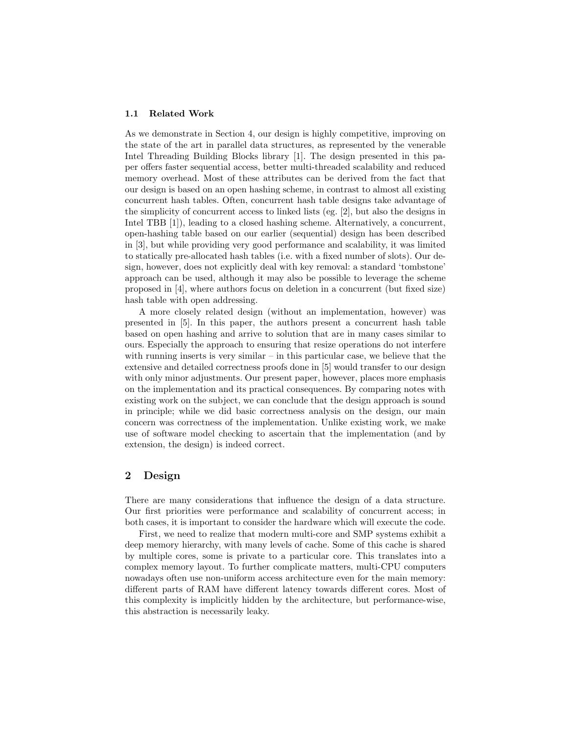### 1.1 Related Work

As we demonstrate in Section 4, our design is highly competitive, improving on the state of the art in parallel data structures, as represented by the venerable Intel Threading Building Blocks library [1]. The design presented in this paper offers faster sequential access, better multi-threaded scalability and reduced memory overhead. Most of these attributes can be derived from the fact that our design is based on an open hashing scheme, in contrast to almost all existing concurrent hash tables. Often, concurrent hash table designs take advantage of the simplicity of concurrent access to linked lists (eg. [2], but also the designs in Intel TBB [1]), leading to a closed hashing scheme. Alternatively, a concurrent, open-hashing table based on our earlier (sequential) design has been described in [3], but while providing very good performance and scalability, it was limited to statically pre-allocated hash tables (i.e. with a fixed number of slots). Our design, however, does not explicitly deal with key removal: a standard 'tombstone' approach can be used, although it may also be possible to leverage the scheme proposed in [4], where authors focus on deletion in a concurrent (but fixed size) hash table with open addressing.

A more closely related design (without an implementation, however) was presented in [5]. In this paper, the authors present a concurrent hash table based on open hashing and arrive to solution that are in many cases similar to ours. Especially the approach to ensuring that resize operations do not interfere with running inserts is very similar – in this particular case, we believe that the extensive and detailed correctness proofs done in [5] would transfer to our design with only minor adjustments. Our present paper, however, places more emphasis on the implementation and its practical consequences. By comparing notes with existing work on the subject, we can conclude that the design approach is sound in principle; while we did basic correctness analysis on the design, our main concern was correctness of the implementation. Unlike existing work, we make use of software model checking to ascertain that the implementation (and by extension, the design) is indeed correct.

## 2 Design

There are many considerations that influence the design of a data structure. Our first priorities were performance and scalability of concurrent access; in both cases, it is important to consider the hardware which will execute the code.

First, we need to realize that modern multi-core and SMP systems exhibit a deep memory hierarchy, with many levels of cache. Some of this cache is shared by multiple cores, some is private to a particular core. This translates into a complex memory layout. To further complicate matters, multi-CPU computers nowadays often use non-uniform access architecture even for the main memory: different parts of RAM have different latency towards different cores. Most of this complexity is implicitly hidden by the architecture, but performance-wise, this abstraction is necessarily leaky.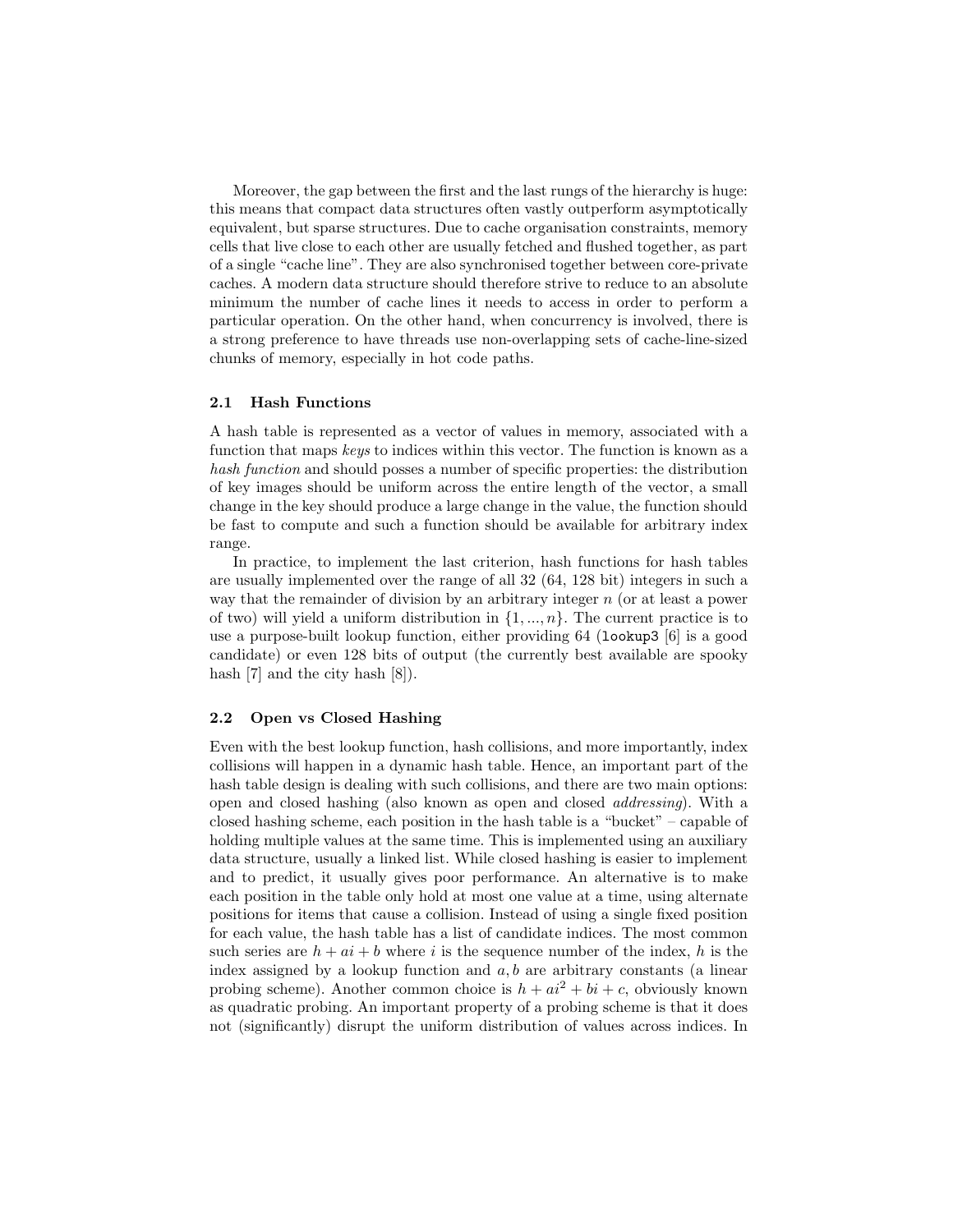Moreover, the gap between the first and the last rungs of the hierarchy is huge: this means that compact data structures often vastly outperform asymptotically equivalent, but sparse structures. Due to cache organisation constraints, memory cells that live close to each other are usually fetched and flushed together, as part of a single "cache line". They are also synchronised together between core-private caches. A modern data structure should therefore strive to reduce to an absolute minimum the number of cache lines it needs to access in order to perform a particular operation. On the other hand, when concurrency is involved, there is a strong preference to have threads use non-overlapping sets of cache-line-sized chunks of memory, especially in hot code paths.

### 2.1 Hash Functions

A hash table is represented as a vector of values in memory, associated with a function that maps *keys* to indices within this vector. The function is known as a *hash function* and should posses a number of specific properties: the distribution of key images should be uniform across the entire length of the vector, a small change in the key should produce a large change in the value, the function should be fast to compute and such a function should be available for arbitrary index range.

In practice, to implement the last criterion, hash functions for hash tables are usually implemented over the range of all 32 (64, 128 bit) integers in such a way that the remainder of division by an arbitrary integer $n$ (or at least a power of two) will yield a uniform distribution in $\{1, ..., n\}$. The current practice is to use a purpose-built lookup function, either providing 64 (`lookup3` [6] is a good candidate) or even 128 bits of output (the currently best available are spooky hash [7] and the city hash [8]).

### 2.2 Open vs Closed Hashing

Even with the best lookup function, hash collisions, and more importantly, index collisions will happen in a dynamic hash table. Hence, an important part of the hash table design is dealing with such collisions, and there are two main options: open and closed hashing (also known as open and closed *addressing*). With a closed hashing scheme, each position in the hash table is a "bucket" – capable of holding multiple values at the same time. This is implemented using an auxiliary data structure, usually a linked list. While closed hashing is easier to implement and to predict, it usually gives poor performance. An alternative is to make each position in the table only hold at most one value at a time, using alternate positions for items that cause a collision. Instead of using a single fixed position for each value, the hash table has a list of candidate indices. The most common such series are $h + ai + b$ where $i$ is the sequence number of the index, $h$ is the index assigned by a lookup function and $a, b$ are arbitrary constants (a linear probing scheme). Another common choice is $h + ai^2 + bi + c$, obviously known as quadratic probing. An important property of a probing scheme is that it does not (significantly) disrupt the uniform distribution of values across indices. In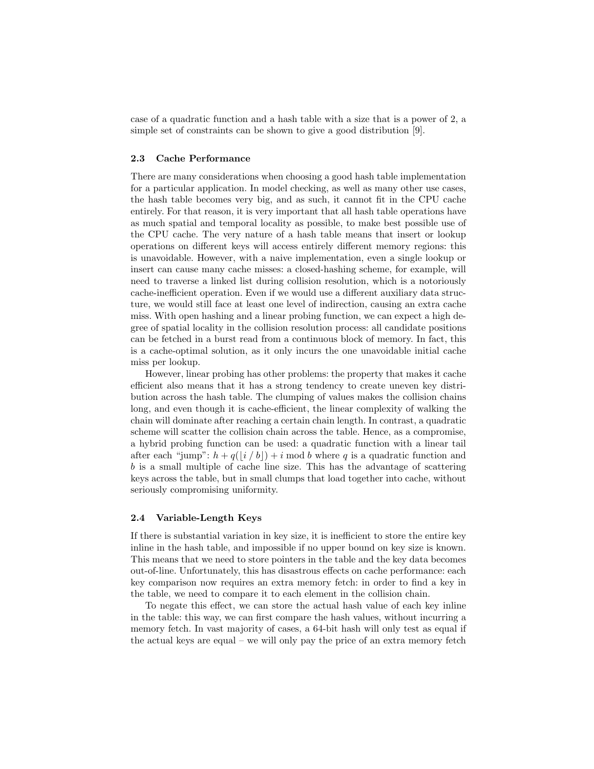case of a quadratic function and a hash table with a size that is a power of 2, a simple set of constraints can be shown to give a good distribution [9].

### 2.3 Cache Performance

There are many considerations when choosing a good hash table implementation for a particular application. In model checking, as well as many other use cases, the hash table becomes very big, and as such, it cannot fit in the CPU cache entirely. For that reason, it is very important that all hash table operations have as much spatial and temporal locality as possible, to make best possible use of the CPU cache. The very nature of a hash table means that insert or lookup operations on different keys will access entirely different memory regions: this is unavoidable. However, with a naive implementation, even a single lookup or insert can cause many cache misses: a closed-hashing scheme, for example, will need to traverse a linked list during collision resolution, which is a notoriously cache-inefficient operation. Even if we would use a different auxiliary data structure, we would still face at least one level of indirection, causing an extra cache miss. With open hashing and a linear probing function, we can expect a high degree of spatial locality in the collision resolution process: all candidate positions can be fetched in a burst read from a continuous block of memory. In fact, this is a cache-optimal solution, as it only incurs the one unavoidable initial cache miss per lookup.

However, linear probing has other problems: the property that makes it cache efficient also means that it has a strong tendency to create uneven key distribution across the hash table. The clumping of values makes the collision chains long, and even though it is cache-efficient, the linear complexity of walking the chain will dominate after reaching a certain chain length. In contrast, a quadratic scheme will scatter the collision chain across the table. Hence, as a compromise, a hybrid probing function can be used: a quadratic function with a linear tail after each "jump": $h + q(\lfloor i \mathbin{/} b \rfloor) + i \bmod b$ where $q$ is a quadratic function and $b$ is a small multiple of cache line size. This has the advantage of scattering keys across the table, but in small clumps that load together into cache, without seriously compromising uniformity.

### 2.4 Variable-Length Keys

If there is substantial variation in key size, it is inefficient to store the entire key inline in the hash table, and impossible if no upper bound on key size is known. This means that we need to store pointers in the table and the key data becomes out-of-line. Unfortunately, this has disastrous effects on cache performance: each key comparison now requires an extra memory fetch: in order to find a key in the table, we need to compare it to each element in the collision chain.

To negate this effect, we can store the actual hash value of each key inline in the table: this way, we can first compare the hash values, without incurring a memory fetch. In vast majority of cases, a 64-bit hash will only test as equal if the actual keys are equal – we will only pay the price of an extra memory fetch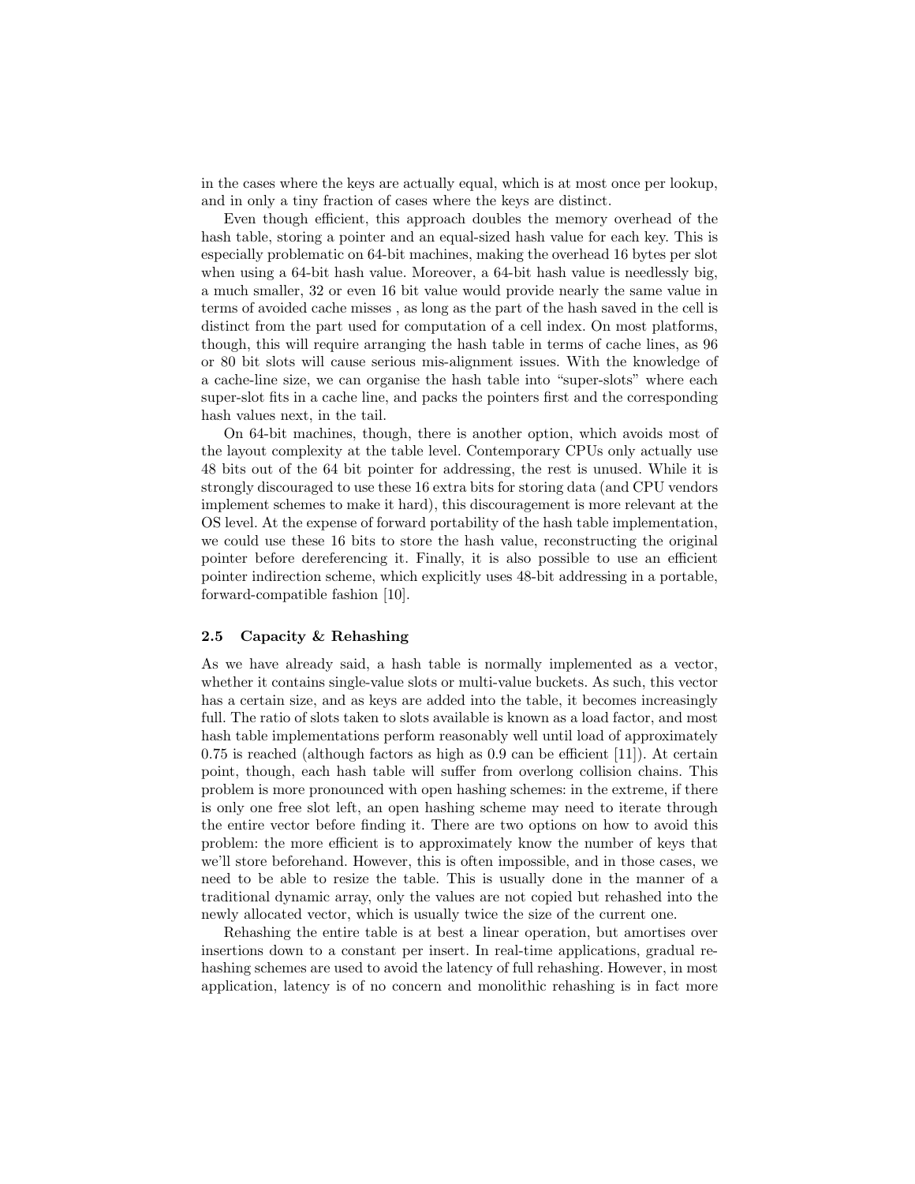in the cases where the keys are actually equal, which is at most once per lookup, and in only a tiny fraction of cases where the keys are distinct.

Even though efficient, this approach doubles the memory overhead of the hash table, storing a pointer and an equal-sized hash value for each key. This is especially problematic on 64-bit machines, making the overhead 16 bytes per slot when using a 64-bit hash value. Moreover, a 64-bit hash value is needlessly big, a much smaller, 32 or even 16 bit value would provide nearly the same value in terms of avoided cache misses , as long as the part of the hash saved in the cell is distinct from the part used for computation of a cell index. On most platforms, though, this will require arranging the hash table in terms of cache lines, as 96 or 80 bit slots will cause serious mis-alignment issues. With the knowledge of a cache-line size, we can organise the hash table into "super-slots" where each super-slot fits in a cache line, and packs the pointers first and the corresponding hash values next, in the tail.

On 64-bit machines, though, there is another option, which avoids most of the layout complexity at the table level. Contemporary CPUs only actually use 48 bits out of the 64 bit pointer for addressing, the rest is unused. While it is strongly discouraged to use these 16 extra bits for storing data (and CPU vendors implement schemes to make it hard), this discouragement is more relevant at the OS level. At the expense of forward portability of the hash table implementation, we could use these 16 bits to store the hash value, reconstructing the original pointer before dereferencing it. Finally, it is also possible to use an efficient pointer indirection scheme, which explicitly uses 48-bit addressing in a portable, forward-compatible fashion [10].

### 2.5 Capacity & Rehashing

As we have already said, a hash table is normally implemented as a vector, whether it contains single-value slots or multi-value buckets. As such, this vector has a certain size, and as keys are added into the table, it becomes increasingly full. The ratio of slots taken to slots available is known as a load factor, and most hash table implementations perform reasonably well until load of approximately 0.75 is reached (although factors as high as 0.9 can be efficient [11]). At certain point, though, each hash table will suffer from overlong collision chains. This problem is more pronounced with open hashing schemes: in the extreme, if there is only one free slot left, an open hashing scheme may need to iterate through the entire vector before finding it. There are two options on how to avoid this problem: the more efficient is to approximately know the number of keys that we'll store beforehand. However, this is often impossible, and in those cases, we need to be able to resize the table. This is usually done in the manner of a traditional dynamic array, only the values are not copied but rehashed into the newly allocated vector, which is usually twice the size of the current one.

Rehashing the entire table is at best a linear operation, but amortises over insertions down to a constant per insert. In real-time applications, gradual rehashing schemes are used to avoid the latency of full rehashing. However, in most application, latency is of no concern and monolithic rehashing is in fact more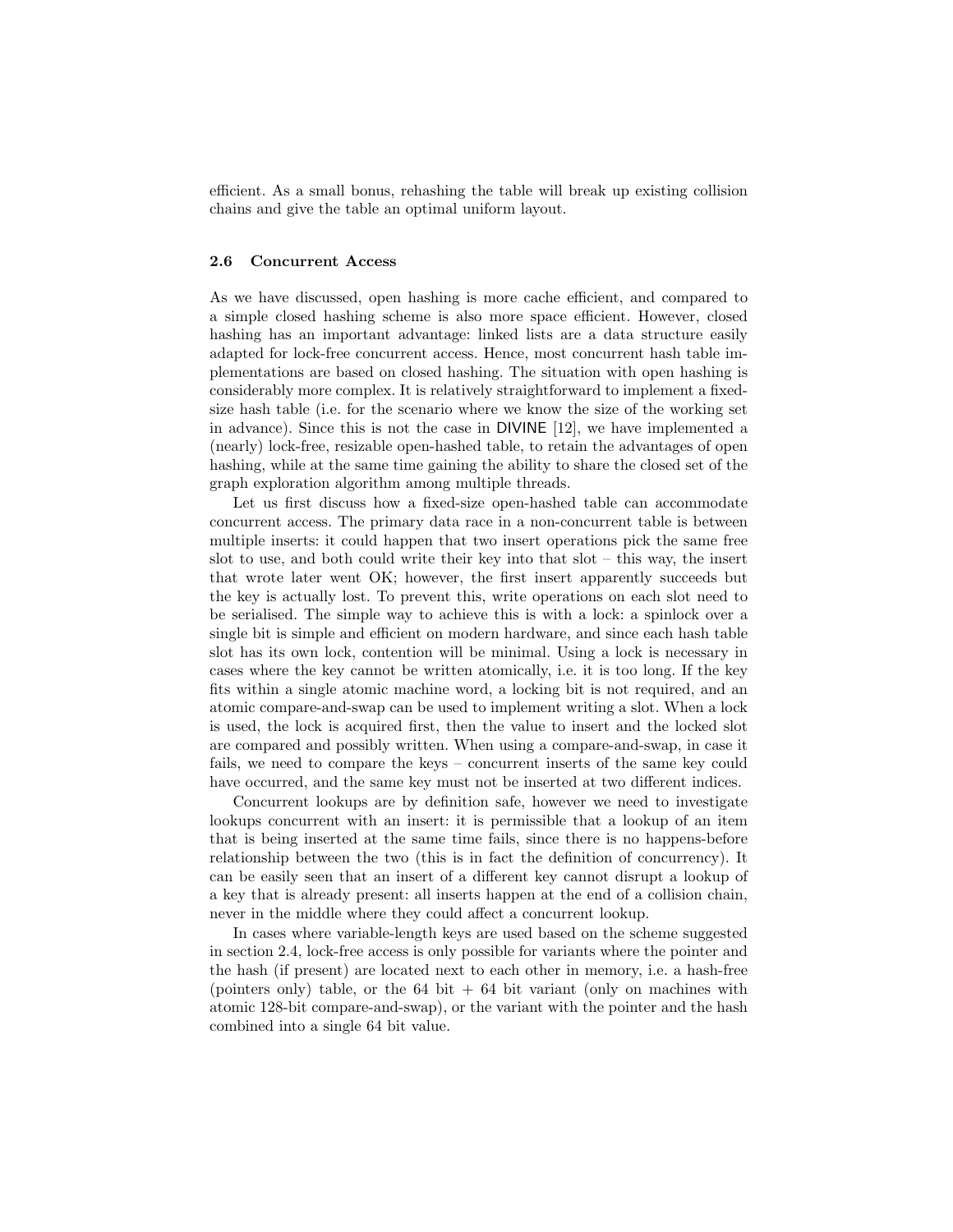efficient. As a small bonus, rehashing the table will break up existing collision chains and give the table an optimal uniform layout.

### 2.6 Concurrent Access

As we have discussed, open hashing is more cache efficient, and compared to a simple closed hashing scheme is also more space efficient. However, closed hashing has an important advantage: linked lists are a data structure easily adapted for lock-free concurrent access. Hence, most concurrent hash table implementations are based on closed hashing. The situation with open hashing is considerably more complex. It is relatively straightforward to implement a fixed-size hash table (i.e. for the scenario where we know the size of the working set in advance). Since this is not the case in DIVINE [12], we have implemented a (nearly) lock-free, resizable open-hashed table, to retain the advantages of open hashing, while at the same time gaining the ability to share the closed set of the graph exploration algorithm among multiple threads.

Let us first discuss how a fixed-size open-hashed table can accommodate concurrent access. The primary data race in a non-concurrent table is between multiple inserts: it could happen that two insert operations pick the same free slot to use, and both could write their key into that slot – this way, the insert that wrote later went OK; however, the first insert apparently succeeds but the key is actually lost. To prevent this, write operations on each slot need to be serialised. The simple way to achieve this is with a lock: a spinlock over a single bit is simple and efficient on modern hardware, and since each hash table slot has its own lock, contention will be minimal. Using a lock is necessary in cases where the key cannot be written atomically, i.e. it is too long. If the key fits within a single atomic machine word, a locking bit is not required, and an atomic compare-and-swap can be used to implement writing a slot. When a lock is used, the lock is acquired first, then the value to insert and the locked slot are compared and possibly written. When using a compare-and-swap, in case it fails, we need to compare the keys – concurrent inserts of the same key could have occurred, and the same key must not be inserted at two different indices.

Concurrent lookups are by definition safe, however we need to investigate lookups concurrent with an insert: it is permissible that a lookup of an item that is being inserted at the same time fails, since there is no happens-before relationship between the two (this is in fact the definition of concurrency). It can be easily seen that an insert of a different key cannot disrupt a lookup of a key that is already present: all inserts happen at the end of a collision chain, never in the middle where they could affect a concurrent lookup.

In cases where variable-length keys are used based on the scheme suggested in section 2.4, lock-free access is only possible for variants where the pointer and the hash (if present) are located next to each other in memory, i.e. a hash-free (pointers only) table, or the 64 bit + 64 bit variant (only on machines with atomic 128-bit compare-and-swap), or the variant with the pointer and the hash combined into a single 64 bit value.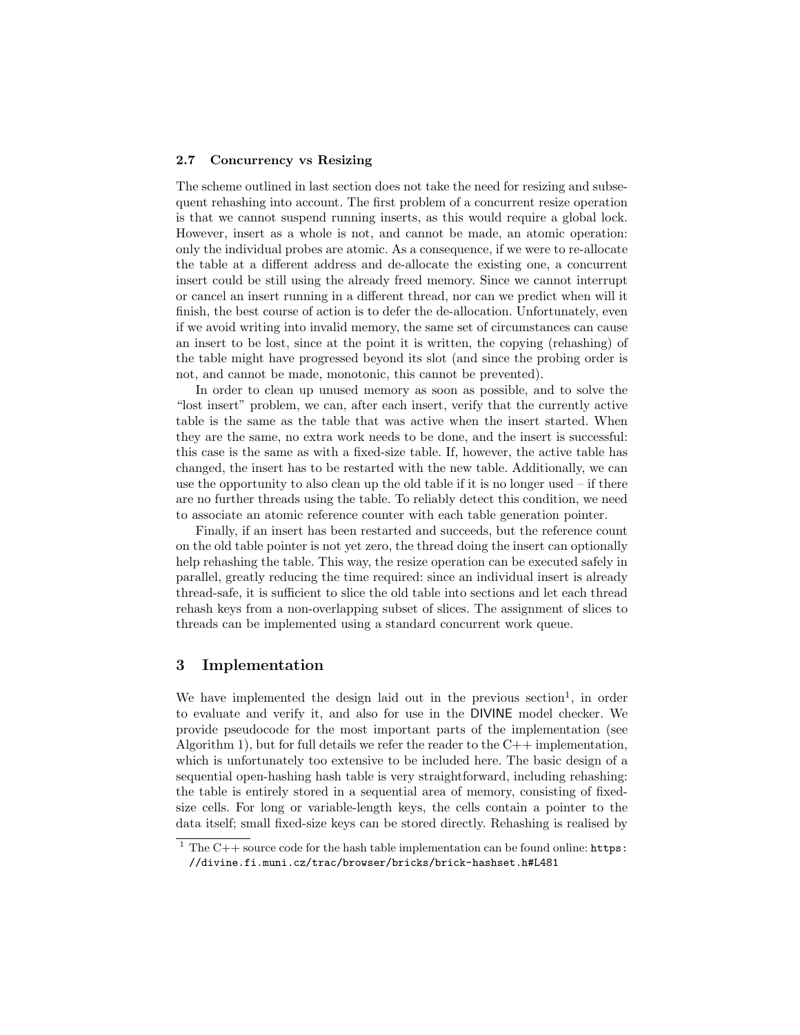### 2.7 Concurrency vs Resizing

The scheme outlined in last section does not take the need for resizing and subsequent rehashing into account. The first problem of a concurrent resize operation is that we cannot suspend running inserts, as this would require a global lock. However, insert as a whole is not, and cannot be made, an atomic operation: only the individual probes are atomic. As a consequence, if we were to re-allocate the table at a different address and de-allocate the existing one, a concurrent insert could be still using the already freed memory. Since we cannot interrupt or cancel an insert running in a different thread, nor can we predict when will it finish, the best course of action is to defer the de-allocation. Unfortunately, even if we avoid writing into invalid memory, the same set of circumstances can cause an insert to be lost, since at the point it is written, the copying (rehashing) of the table might have progressed beyond its slot (and since the probing order is not, and cannot be made, monotonic, this cannot be prevented).

In order to clean up unused memory as soon as possible, and to solve the "lost insert" problem, we can, after each insert, verify that the currently active table is the same as the table that was active when the insert started. When they are the same, no extra work needs to be done, and the insert is successful: this case is the same as with a fixed-size table. If, however, the active table has changed, the insert has to be restarted with the new table. Additionally, we can use the opportunity to also clean up the old table if it is no longer used – if there are no further threads using the table. To reliably detect this condition, we need to associate an atomic reference counter with each table generation pointer.

Finally, if an insert has been restarted and succeeds, but the reference count on the old table pointer is not yet zero, the thread doing the insert can optionally help rehashing the table. This way, the resize operation can be executed safely in parallel, greatly reducing the time required: since an individual insert is already thread-safe, it is sufficient to slice the old table into sections and let each thread rehash keys from a non-overlapping subset of slices. The assignment of slices to threads can be implemented using a standard concurrent work queue.

## 3 Implementation

We have implemented the design laid out in the previous section[1], in order to evaluate and verify it, and also for use in the DIVINE model checker. We provide pseudocode for the most important parts of the implementation (see Algorithm 1), but for full details we refer the reader to the C++ implementation, which is unfortunately too extensive to be included here. The basic design of a sequential open-hashing hash table is very straightforward, including rehashing: the table is entirely stored in a sequential area of memory, consisting of fixed-size cells. For long or variable-length keys, the cells contain a pointer to the data itself; small fixed-size keys can be stored directly. Rehashing is realised by

[1] The C++ source code for the hash table implementation can be found online: https://divine.fi.muni.cz/trac/browser/bricks/brick-hashset.h#L481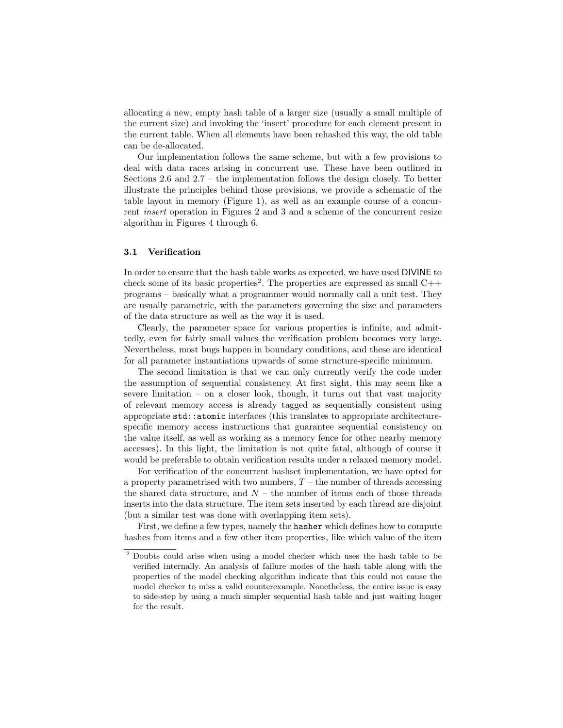allocating a new, empty hash table of a larger size (usually a small multiple of the current size) and invoking the 'insert' procedure for each element present in the current table. When all elements have been rehashed this way, the old table can be de-allocated.

Our implementation follows the same scheme, but with a few provisions to deal with data races arising in concurrent use. These have been outlined in Sections 2.6 and 2.7 – the implementation follows the design closely. To better illustrate the principles behind those provisions, we provide a schematic of the table layout in memory (Figure 1), as well as an example course of a concurrent *insert* operation in Figures 2 and 3 and a scheme of the concurrent resize algorithm in Figures 4 through 6.

### 3.1 Verification

In order to ensure that the hash table works as expected, we have used DIVINE to check some of its basic properties[2]. The properties are expressed as small C++ programs – basically what a programmer would normally call a unit test. They are usually parametric, with the parameters governing the size and parameters of the data structure as well as the way it is used.

Clearly, the parameter space for various properties is infinite, and admittedly, even for fairly small values the verification problem becomes very large. Nevertheless, most bugs happen in boundary conditions, and these are identical for all parameter instantiations upwards of some structure-specific minimum.

The second limitation is that we can only currently verify the code under the assumption of sequential consistency. At first sight, this may seem like a severe limitation – on a closer look, though, it turns out that vast majority of relevant memory access is already tagged as sequentially consistent using appropriate `std::atomic` interfaces (this translates to appropriate architecture-specific memory access instructions that guarantee sequential consistency on the value itself, as well as working as a memory fence for other nearby memory accesses). In this light, the limitation is not quite fatal, although of course it would be preferable to obtain verification results under a relaxed memory model.

For verification of the concurrent hashset implementation, we have opted for a property parametrised with two numbers, $T$ – the number of threads accessing the shared data structure, and $N$ – the number of items each of those threads inserts into the data structure. The item sets inserted by each thread are disjoint (but a similar test was done with overlapping item sets).

First, we define a few types, namely the `hasher` which defines how to compute hashes from items and a few other item properties, like which value of the item

[2] Doubts could arise when using a model checker which uses the hash table to be verified internally. An analysis of failure modes of the hash table along with the properties of the model checking algorithm indicate that this could not cause the model checker to miss a valid counterexample. Nonetheless, the entire issue is easy to side-step by using a much simpler sequential hash table and just waiting longer for the result.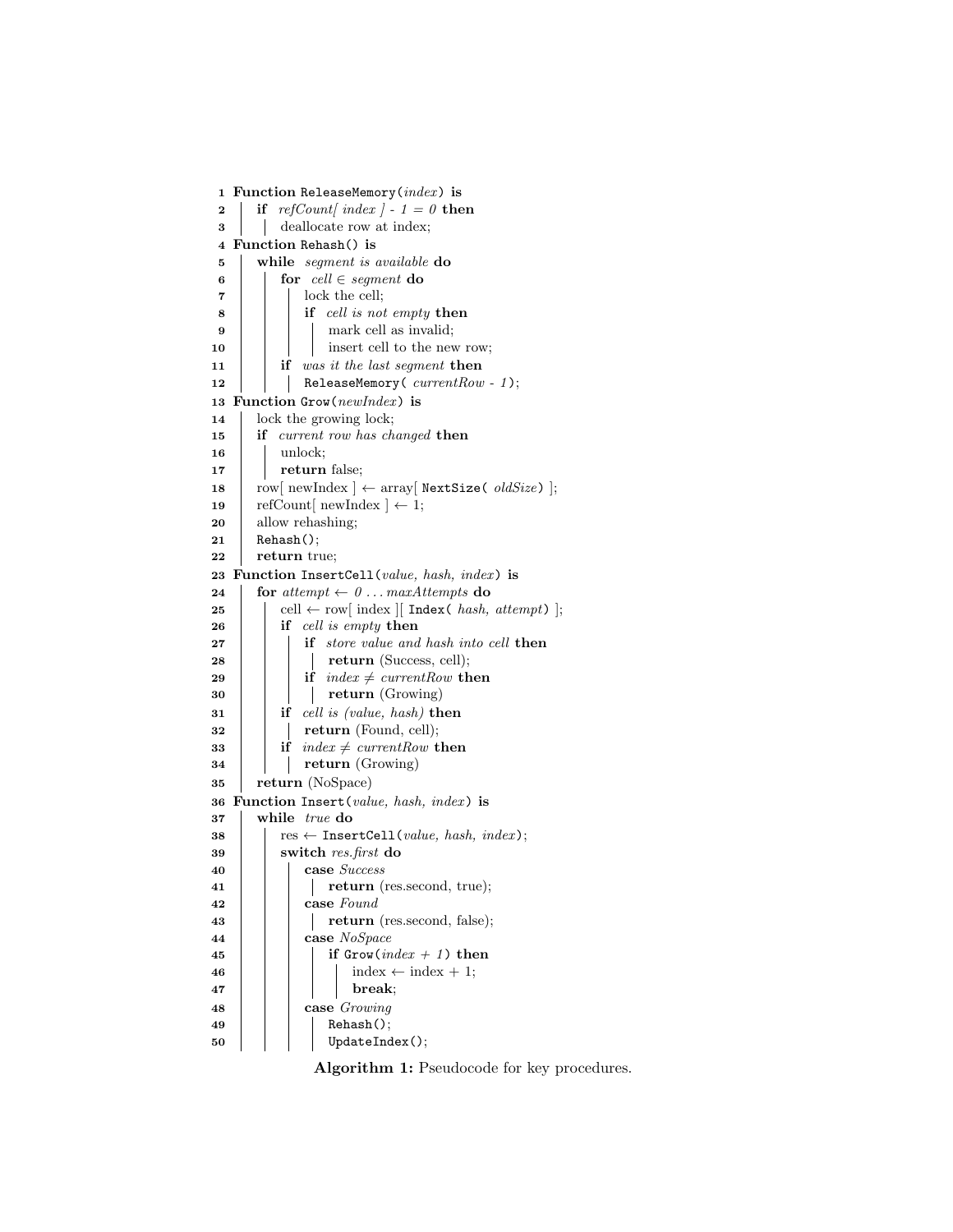```
1  Function ReleaseMemory(index) is
2  |   if refCount[ index ] - 1 = 0 then
3  |   |   deallocate row at index;
4  Function Rehash() is
5  |   while segment is available do
6  |   |   for cell ∈ segment do
7  |   |   |   lock the cell;
8  |   |   |   if cell is not empty then
9  |   |   |   |   mark cell as invalid;
10 |   |   |   |   insert cell to the new row;
11 |   |   if was it the last segment then
12 |   |   |   ReleaseMemory( currentRow - 1);
13 Function Grow(newIndex) is
14 |   lock the growing lock;
15 |   if current row has changed then
16 |   |   unlock;
17 |   |   return false;
18 |   row[ newIndex ] ← array[ NextSize( oldSize) ];
19 |   refCount[ newIndex ] ← 1;
20 |   allow rehashing;
21 |   Rehash();
22 |   return true;
23 Function InsertCell(value, hash, index) is
24 |   for attempt ← 0 ... maxAttempts do
25 |   |   cell ← row[ index ][ Index( hash, attempt) ];
26 |   |   if cell is empty then
27 |   |   |   if store value and hash into cell then
28 |   |   |   |   return (Success, cell);
29 |   |   |   if index ≠ currentRow then
30 |   |   |   |   return (Growing)
31 |   |   if cell is (value, hash) then
32 |   |   |   return (Found, cell);
33 |   |   if index ≠ currentRow then
34 |   |   |   return (Growing)
35 |   return (NoSpace)
36 Function Insert(value, hash, index) is
37 |   while true do
38 |   |   res ← InsertCell(value, hash, index);
39 |   |   switch res.first do
40 |   |   |   case Success
41 |   |   |   |   return (res.second, true);
42 |   |   |   case Found
43 |   |   |   |   return (res.second, false);
44 |   |   |   case NoSpace
45 |   |   |   |   if Grow(index + 1) then
46 |   |   |   |   |   index ← index + 1;
47 |   |   |   |   |   break;
48 |   |   |   case Growing
49 |   |   |   |   Rehash();
50 |   |   |   |   UpdateIndex();
```

**Algorithm 1:** Pseudocode for key procedures.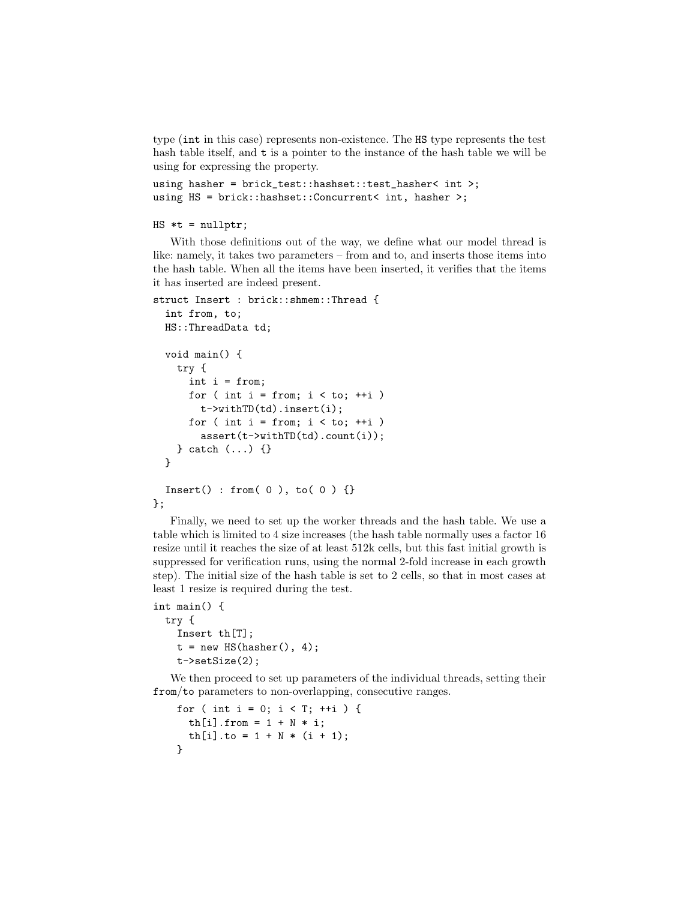type (`int` in this case) represents non-existence. The `HS` type represents the test hash table itself, and `t` is a pointer to the instance of the hash table we will be using for expressing the property.

```
using hasher = brick_test::hashset::test_hasher< int >;
using HS = brick::hashset::Concurrent< int, hasher >;

HS *t = nullptr;
```

With those definitions out of the way, we define what our model thread is like: namely, it takes two parameters – from and to, and inserts those items into the hash table. When all the items have been inserted, it verifies that the items it has inserted are indeed present.

```
struct Insert : brick::shmem::Thread {
  int from, to;
  HS::ThreadData td;

  void main() {
    try {
      int i = from;
      for ( int i = from; i < to; ++i )
        t->withTD(td).insert(i);
      for ( int i = from; i < to; ++i )
        assert(t->withTD(td).count(i));
    } catch (...) {}
  }

  Insert() : from( 0 ), to( 0 ) {}
};
```

Finally, we need to set up the worker threads and the hash table. We use a table which is limited to 4 size increases (the hash table normally uses a factor 16 resize until it reaches the size of at least 512k cells, but this fast initial growth is suppressed for verification runs, using the normal 2-fold increase in each growth step). The initial size of the hash table is set to 2 cells, so that in most cases at least 1 resize is required during the test.

```
int main() {
  try {
    Insert th[T];
    t = new HS(hasher(), 4);
    t->setSize(2);
```

We then proceed to set up parameters of the individual threads, setting their `from`/`to` parameters to non-overlapping, consecutive ranges.

```
    for ( int i = 0; i < T; ++i ) {
      th[i].from = 1 + N * i;
      th[i].to = 1 + N * (i + 1);
    }
```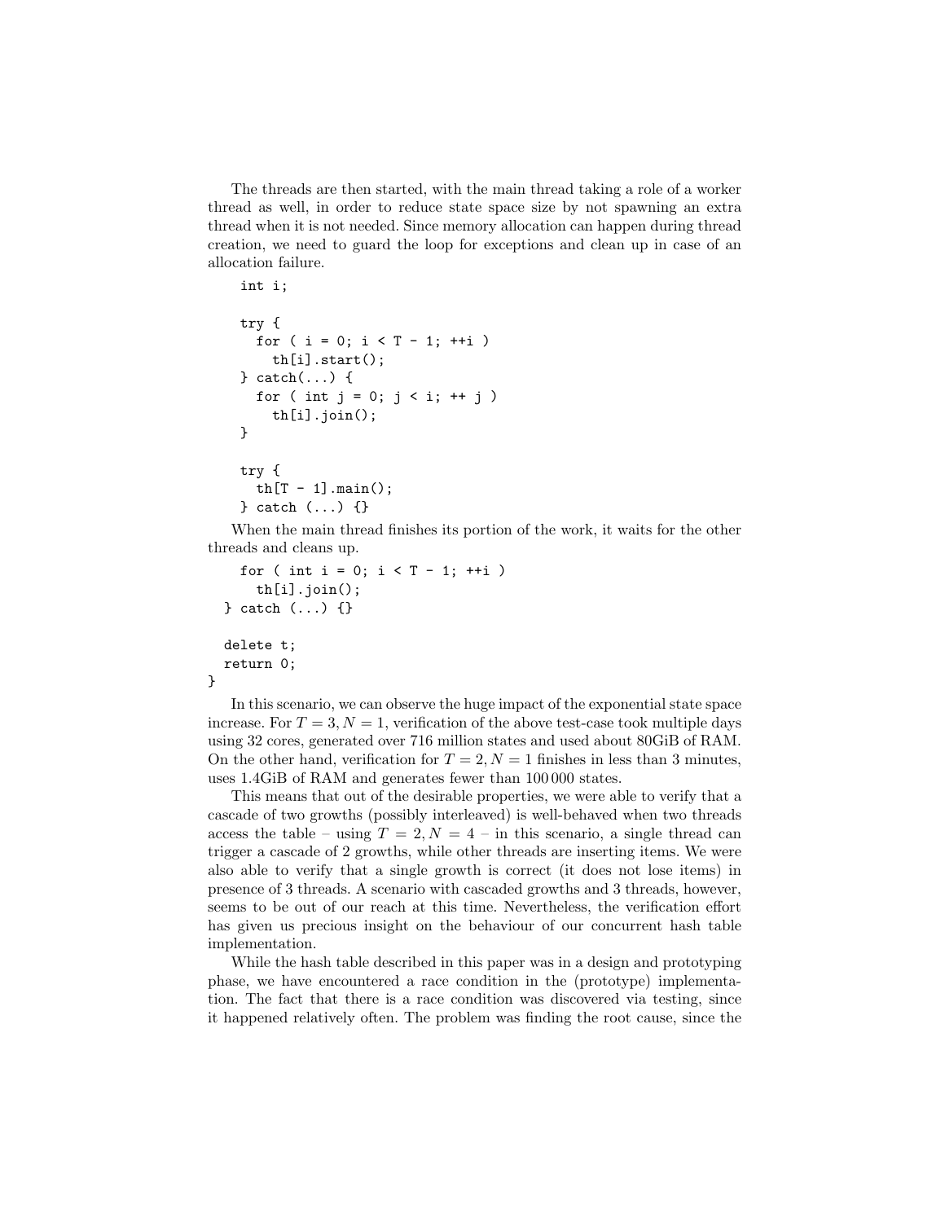The threads are then started, with the main thread taking a role of a worker thread as well, in order to reduce state space size by not spawning an extra thread when it is not needed. Since memory allocation can happen during thread creation, we need to guard the loop for exceptions and clean up in case of an allocation failure.

```
    int i;

    try {
      for ( i = 0; i < T - 1; ++i )
        th[i].start();
    } catch(...) {
      for ( int j = 0; j < i; ++ j )
        th[i].join();
    }

    try {
      th[T - 1].main();
    } catch (...) {}
```

When the main thread finishes its portion of the work, it waits for the other threads and cleans up.

```
    for ( int i = 0; i < T - 1; ++i )
      th[i].join();
  } catch (...) {}

  delete t;
  return 0;
}
```

In this scenario, we can observe the huge impact of the exponential state space increase. For $T = 3, N = 1$, verification of the above test-case took multiple days using 32 cores, generated over 716 million states and used about 80GiB of RAM. On the other hand, verification for $T = 2, N = 1$ finishes in less than 3 minutes, uses 1.4GiB of RAM and generates fewer than 100 000 states.

This means that out of the desirable properties, we were able to verify that a cascade of two growths (possibly interleaved) is well-behaved when two threads access the table – using $T = 2, N = 4$ – in this scenario, a single thread can trigger a cascade of 2 growths, while other threads are inserting items. We were also able to verify that a single growth is correct (it does not lose items) in presence of 3 threads. A scenario with cascaded growths and 3 threads, however, seems to be out of our reach at this time. Nevertheless, the verification effort has given us precious insight on the behaviour of our concurrent hash table implementation.

While the hash table described in this paper was in a design and prototyping phase, we have encountered a race condition in the (prototype) implementation. The fact that there is a race condition was discovered via testing, since it happened relatively often. The problem was finding the root cause, since the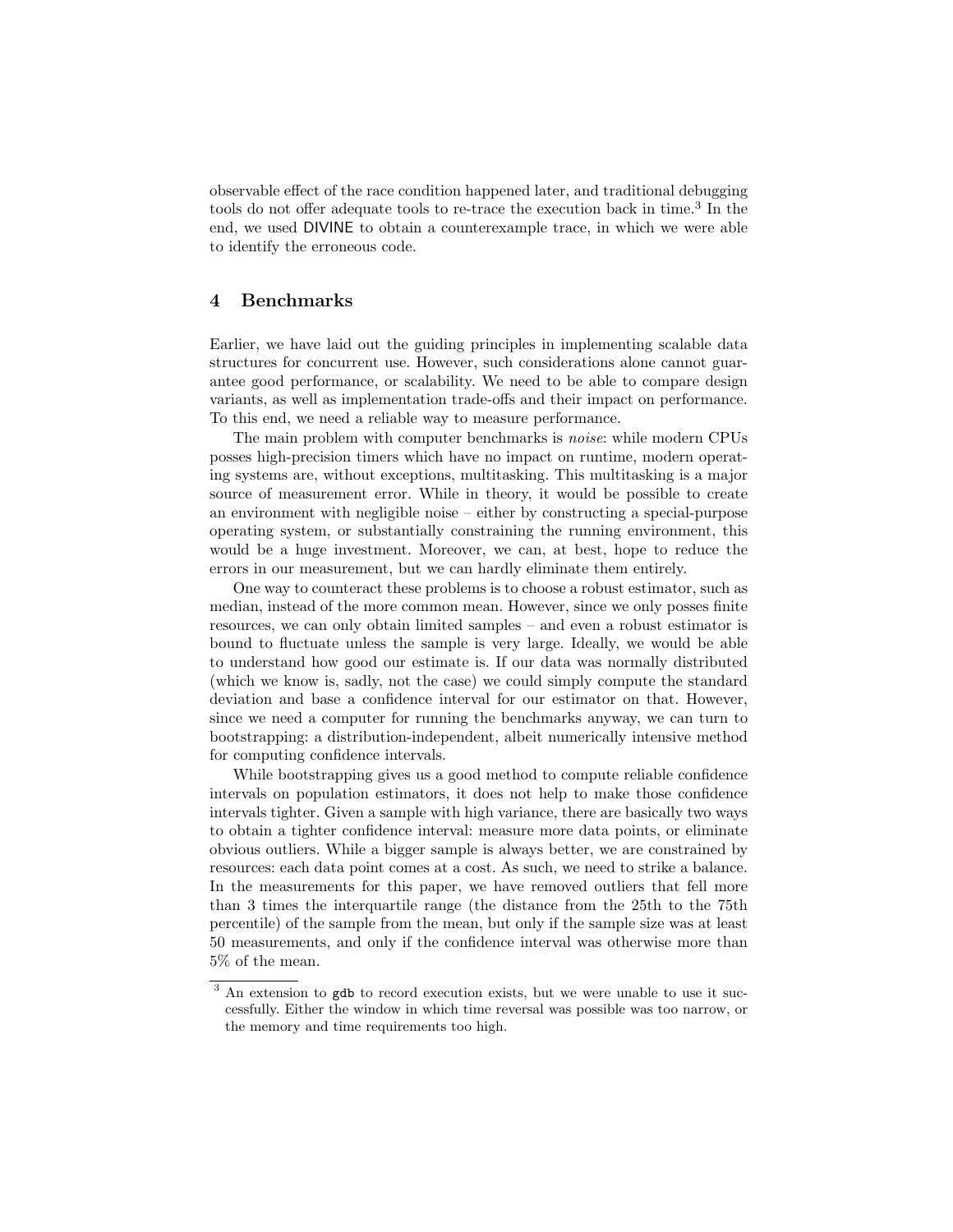observable effect of the race condition happened later, and traditional debugging tools do not offer adequate tools to re-trace the execution back in time.[3] In the end, we used DIVINE to obtain a counterexample trace, in which we were able to identify the erroneous code.

## 4 Benchmarks

Earlier, we have laid out the guiding principles in implementing scalable data structures for concurrent use. However, such considerations alone cannot guarantee good performance, or scalability. We need to be able to compare design variants, as well as implementation trade-offs and their impact on performance. To this end, we need a reliable way to measure performance.

The main problem with computer benchmarks is *noise*: while modern CPUs posses high-precision timers which have no impact on runtime, modern operating systems are, without exceptions, multitasking. This multitasking is a major source of measurement error. While in theory, it would be possible to create an environment with negligible noise – either by constructing a special-purpose operating system, or substantially constraining the running environment, this would be a huge investment. Moreover, we can, at best, hope to reduce the errors in our measurement, but we can hardly eliminate them entirely.

One way to counteract these problems is to choose a robust estimator, such as median, instead of the more common mean. However, since we only posses finite resources, we can only obtain limited samples – and even a robust estimator is bound to fluctuate unless the sample is very large. Ideally, we would be able to understand how good our estimate is. If our data was normally distributed (which we know is, sadly, not the case) we could simply compute the standard deviation and base a confidence interval for our estimator on that. However, since we need a computer for running the benchmarks anyway, we can turn to bootstrapping: a distribution-independent, albeit numerically intensive method for computing confidence intervals.

While bootstrapping gives us a good method to compute reliable confidence intervals on population estimators, it does not help to make those confidence intervals tighter. Given a sample with high variance, there are basically two ways to obtain a tighter confidence interval: measure more data points, or eliminate obvious outliers. While a bigger sample is always better, we are constrained by resources: each data point comes at a cost. As such, we need to strike a balance. In the measurements for this paper, we have removed outliers that fell more than 3 times the interquartile range (the distance from the 25th to the 75th percentile) of the sample from the mean, but only if the sample size was at least 50 measurements, and only if the confidence interval was otherwise more than 5% of the mean.

[3] An extension to `gdb` to record execution exists, but we were unable to use it successfully. Either the window in which time reversal was possible was too narrow, or the memory and time requirements too high.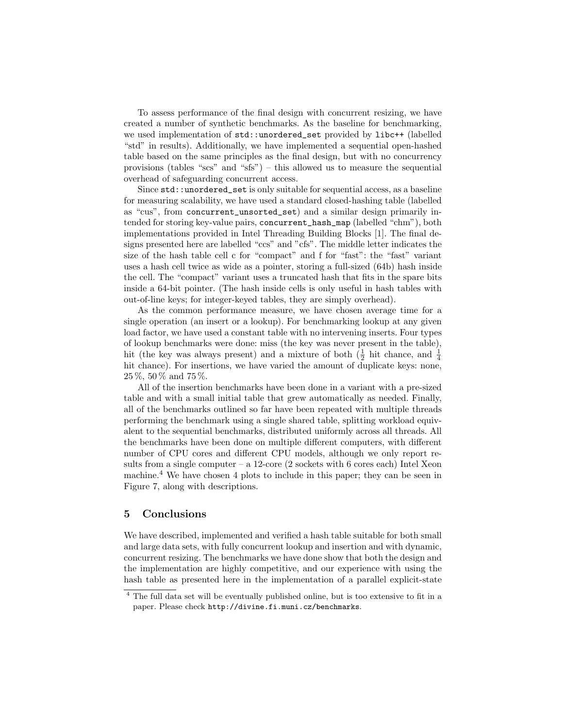To assess performance of the final design with concurrent resizing, we have created a number of synthetic benchmarks. As the baseline for benchmarking, we used implementation of `std::unordered_set` provided by `libc++` (labelled "std" in results). Additionally, we have implemented a sequential open-hashed table based on the same principles as the final design, but with no concurrency provisions (tables "scs" and "sfs") – this allowed us to measure the sequential overhead of safeguarding concurrent access.

Since `std::unordered_set` is only suitable for sequential access, as a baseline for measuring scalability, we have used a standard closed-hashing table (labelled as "cus", from `concurrent_unsorted_set`) and a similar design primarily intended for storing key-value pairs, `concurrent_hash_map` (labelled "chm"), both implementations provided in Intel Threading Building Blocks [1]. The final designs presented here are labelled "ccs" and "cfs". The middle letter indicates the size of the hash table cell c for "compact" and f for "fast": the "fast" variant uses a hash cell twice as wide as a pointer, storing a full-sized (64b) hash inside the cell. The "compact" variant uses a truncated hash that fits in the spare bits inside a 64-bit pointer. (The hash inside cells is only useful in hash tables with out-of-line keys; for integer-keyed tables, they are simply overhead).

As the common performance measure, we have chosen average time for a single operation (an insert or a lookup). For benchmarking lookup at any given load factor, we have used a constant table with no intervening inserts. Four types of lookup benchmarks were done: miss (the key was never present in the table), hit (the key was always present) and a mixture of both ($\frac{1}{2}$ hit chance, and $\frac{1}{4}$ hit chance). For insertions, we have varied the amount of duplicate keys: none, 25 %, 50 % and 75 %.

All of the insertion benchmarks have been done in a variant with a pre-sized table and with a small initial table that grew automatically as needed. Finally, all of the benchmarks outlined so far have been repeated with multiple threads performing the benchmark using a single shared table, splitting workload equivalent to the sequential benchmarks, distributed uniformly across all threads. All the benchmarks have been done on multiple different computers, with different number of CPU cores and different CPU models, although we only report results from a single computer – a 12-core (2 sockets with 6 cores each) Intel Xeon machine.[4] We have chosen 4 plots to include in this paper; they can be seen in Figure 7, along with descriptions.

## 5 Conclusions

We have described, implemented and verified a hash table suitable for both small and large data sets, with fully concurrent lookup and insertion and with dynamic, concurrent resizing. The benchmarks we have done show that both the design and the implementation are highly competitive, and our experience with using the hash table as presented here in the implementation of a parallel explicit-state

[4] The full data set will be eventually published online, but is too extensive to fit in a paper. Please check `http://divine.fi.muni.cz/benchmarks`.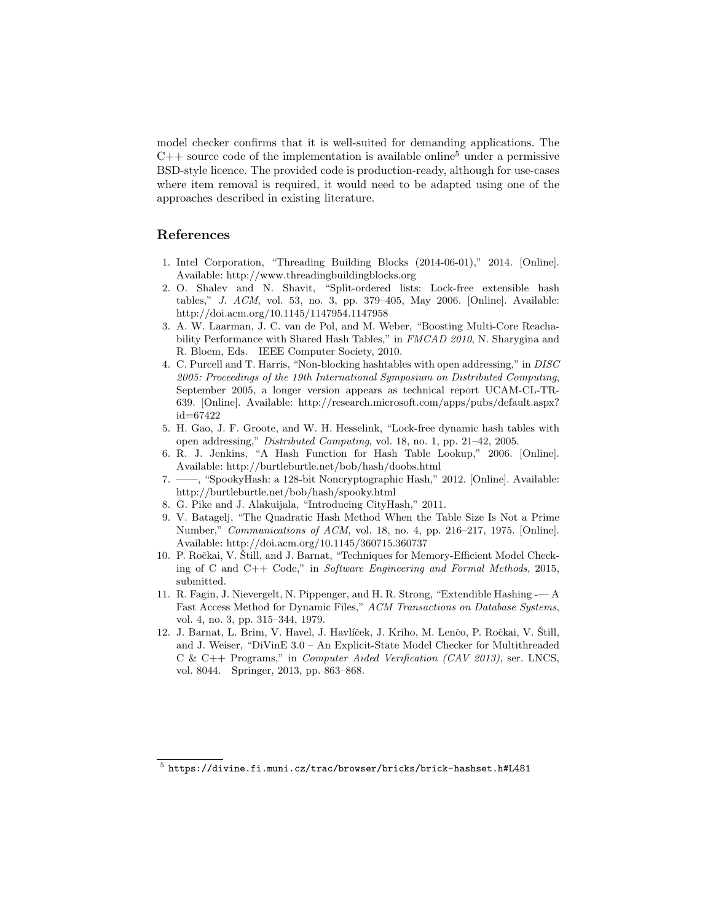model checker confirms that it is well-suited for demanding applications. The C++ source code of the implementation is available online[5] under a permissive BSD-style licence. The provided code is production-ready, although for use-cases where item removal is required, it would need to be adapted using one of the approaches described in existing literature.

## References

1. Intel Corporation, "Threading Building Blocks (2014-06-01)," 2014. [Online]. Available: http://www.threadingbuildingblocks.org
2. O. Shalev and N. Shavit, "Split-ordered lists: Lock-free extensible hash tables," *J. ACM*, vol. 53, no. 3, pp. 379–405, May 2006. [Online]. Available: http://doi.acm.org/10.1145/1147954.1147958
3. A. W. Laarman, J. C. van de Pol, and M. Weber, "Boosting Multi-Core Reachability Performance with Shared Hash Tables," in *FMCAD 2010*, N. Sharygina and R. Bloem, Eds. IEEE Computer Society, 2010.
4. C. Purcell and T. Harris, "Non-blocking hashtables with open addressing," in *DISC 2005: Proceedings of the 19th International Symposium on Distributed Computing*, September 2005, a longer version appears as technical report UCAM-CL-TR-639. [Online]. Available: http://research.microsoft.com/apps/pubs/default.aspx?id=67422
5. H. Gao, J. F. Groote, and W. H. Hesselink, "Lock-free dynamic hash tables with open addressing," *Distributed Computing*, vol. 18, no. 1, pp. 21–42, 2005.
6. R. J. Jenkins, "A Hash Function for Hash Table Lookup," 2006. [Online]. Available: http://burtleburtle.net/bob/hash/doobs.html
7. ——, "SpookyHash: a 128-bit Noncryptographic Hash," 2012. [Online]. Available: http://burtleburtle.net/bob/hash/spooky.html
8. G. Pike and J. Alakuijala, "Introducing CityHash," 2011.
9. V. Batagelj, "The Quadratic Hash Method When the Table Size Is Not a Prime Number," *Communications of ACM*, vol. 18, no. 4, pp. 216–217, 1975. [Online]. Available: http://doi.acm.org/10.1145/360715.360737
10. P. Ročkai, V. Štill, and J. Barnat, "Techniques for Memory-Efficient Model Checking of C and C++ Code," in *Software Engineering and Formal Methods*, 2015, submitted.
11. R. Fagin, J. Nievergelt, N. Pippenger, and H. R. Strong, "Extendible Hashing -— A Fast Access Method for Dynamic Files," *ACM Transactions on Database Systems*, vol. 4, no. 3, pp. 315–344, 1979.
12. J. Barnat, L. Brim, V. Havel, J. Havlíček, J. Kriho, M. Lenčo, P. Ročkai, V. Štill, and J. Weiser, "DiVinE 3.0 – An Explicit-State Model Checker for Multithreaded C & C++ Programs," in *Computer Aided Verification (CAV 2013)*, ser. LNCS, vol. 8044. Springer, 2013, pp. 863–868.

[5] `https://divine.fi.muni.cz/trac/browser/bricks/brick-hashset.h#L481`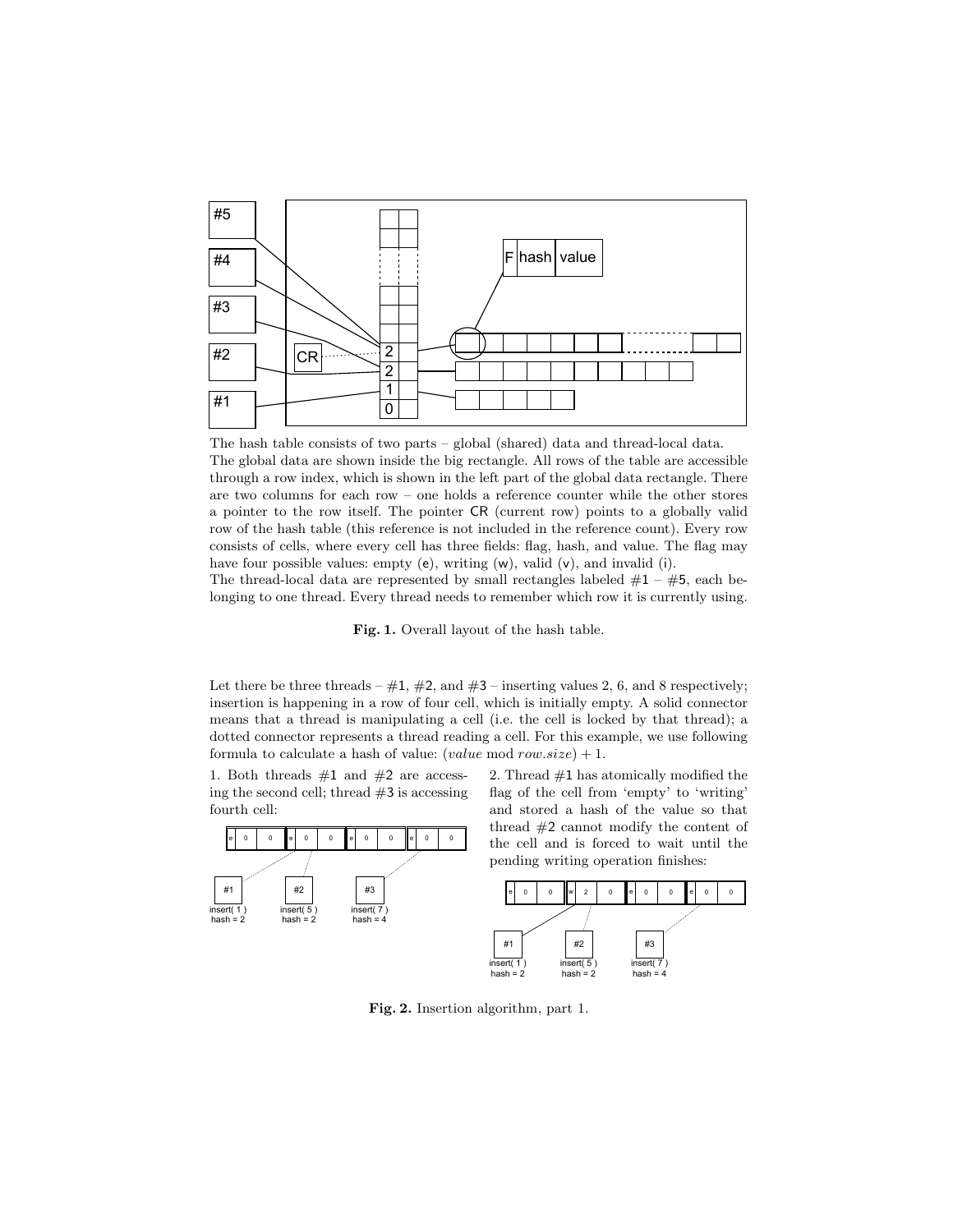The hash table consists of two parts – global (shared) data and thread-local data. The global data are shown inside the big rectangle. All rows of the table are accessible through a row index, which is shown in the left part of the global data rectangle. There are two columns for each row – one holds a reference counter while the other stores a pointer to the row itself. The pointer CR (current row) points to a globally valid row of the hash table (this reference is not included in the reference count). Every row consists of cells, where every cell has three fields: flag, hash, and value. The flag may have four possible values: empty (e), writing (w), valid (v), and invalid (i).
The thread-local data are represented by small rectangles labeled #1 – #5, each belonging to one thread. Every thread needs to remember which row it is currently using.

**Fig. 1.** Overall layout of the hash table.

Let there be three threads – #1, #2, and #3 – inserting values 2, 6, and 8 respectively; insertion is happening in a row of four cell, which is initially empty. A solid connector means that a thread is manipulating a cell (i.e. the cell is locked by that thread); a dotted connector represents a thread reading a cell. For this example, we use following formula to calculate a hash of value: $(value \bmod row.size) + 1$.

1. Both threads #1 and #2 are accessing the second cell; thread #3 is accessing fourth cell:

2. Thread #1 has atomically modified the flag of the cell from 'empty' to 'writing' and stored a hash of the value so that thread #2 cannot modify the content of the cell and is forced to wait until the pending writing operation finishes:

**Fig. 2.** Insertion algorithm, part 1.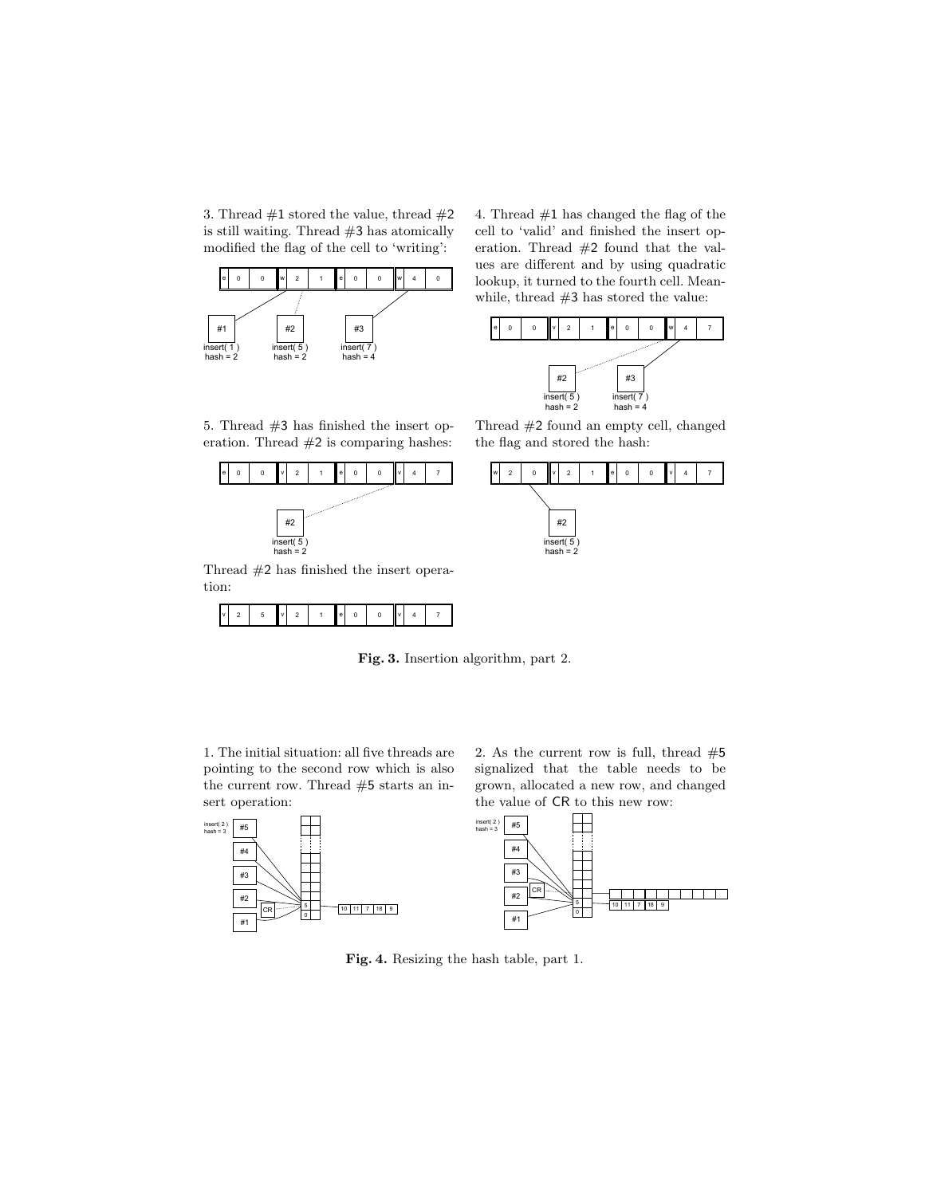3. Thread #1 stored the value, thread #2 is still waiting. Thread #3 has atomically modified the flag of the cell to 'writing':

| e | 0 | 0 | w | 2 | 1 | e | 0 | 0 | w | 4 | 0 |
|---|---|---|---|---|---|---|---|---|---|---|---|

#1 insert( 1 ) hash = 2 — #2 insert( 5 ) hash = 2 — #3 insert( 7 ) hash = 4

4. Thread #1 has changed the flag of the cell to 'valid' and finished the insert operation. Thread #2 found that the values are different and by using quadratic lookup, it turned to the fourth cell. Meanwhile, thread #3 has stored the value:

| e | 0 | 0 | v | 2 | 1 | e | 0 | 0 | w | 4 | 7 |
|---|---|---|---|---|---|---|---|---|---|---|---|

#2 insert( 5 ) hash = 2 — #3 insert( 7 ) hash = 4

5. Thread #3 has finished the insert operation. Thread #2 is comparing hashes:

| e | 0 | 0 | v | 2 | 1 | e | 0 | 0 | v | 4 | 7 |
|---|---|---|---|---|---|---|---|---|---|---|---|

#2 insert( 5 ) hash = 2

Thread #2 found an empty cell, changed the flag and stored the hash:

| w | 2 | 0 | v | 2 | 1 | e | 0 | 0 | v | 4 | 7 |
|---|---|---|---|---|---|---|---|---|---|---|---|

#2 insert( 5 ) hash = 2

Thread #2 has finished the insert operation:

| v | 2 | 5 | v | 2 | 1 | e | 0 | 0 | v | 4 | 7 |
|---|---|---|---|---|---|---|---|---|---|---|---|

**Fig. 3.** Insertion algorithm, part 2.

1. The initial situation: all five threads are pointing to the second row which is also the current row. Thread #5 starts an insert operation:

2. As the current row is full, thread #5 signalized that the table needs to be grown, allocated a new row, and changed the value of CR to this new row:

**Fig. 4.** Resizing the hash table, part 1.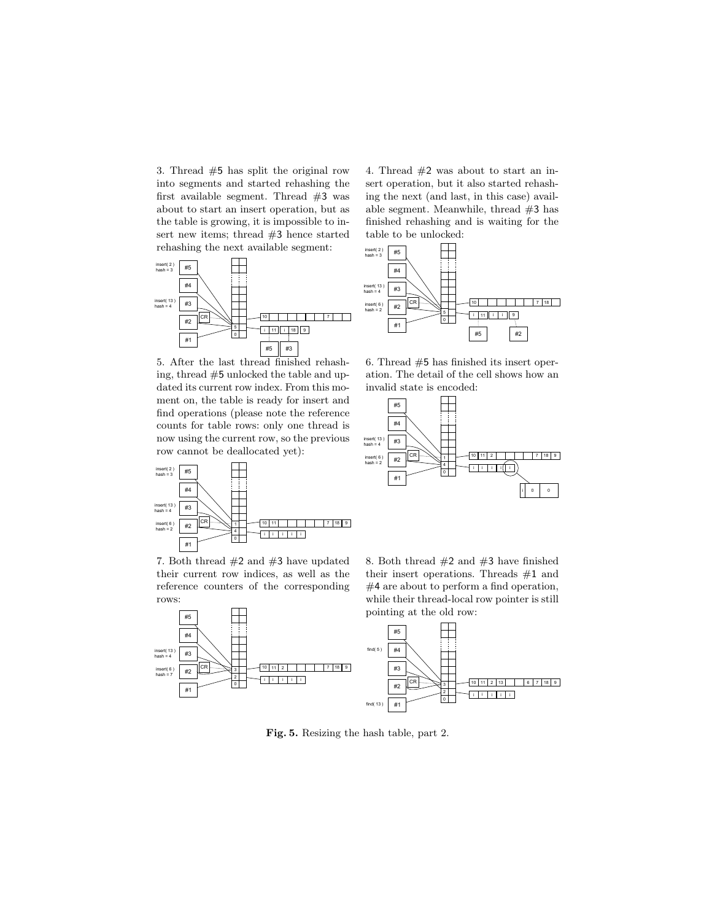3. Thread #5 has split the original row into segments and started rehashing the first available segment. Thread #3 was about to start an insert operation, but as the table is growing, it is impossible to insert new items; thread #3 hence started rehashing the next available segment:

4. Thread #2 was about to start an insert operation, but it also started rehashing the next (and last, in this case) available segment. Meanwhile, thread #3 has finished rehashing and is waiting for the table to be unlocked:

5. After the last thread finished rehashing, thread #5 unlocked the table and updated its current row index. From this moment on, the table is ready for insert and find operations (please note the reference counts for table rows: only one thread is now using the current row, so the previous row cannot be deallocated yet):

6. Thread #5 has finished its insert operation. The detail of the cell shows how an invalid state is encoded:

7. Both thread #2 and #3 have updated their current row indices, as well as the reference counters of the corresponding rows:

8. Both thread #2 and #3 have finished their insert operations. Threads #1 and #4 are about to perform a find operation, while their thread-local row pointer is still pointing at the old row:

**Fig. 5.** Resizing the hash table, part 2.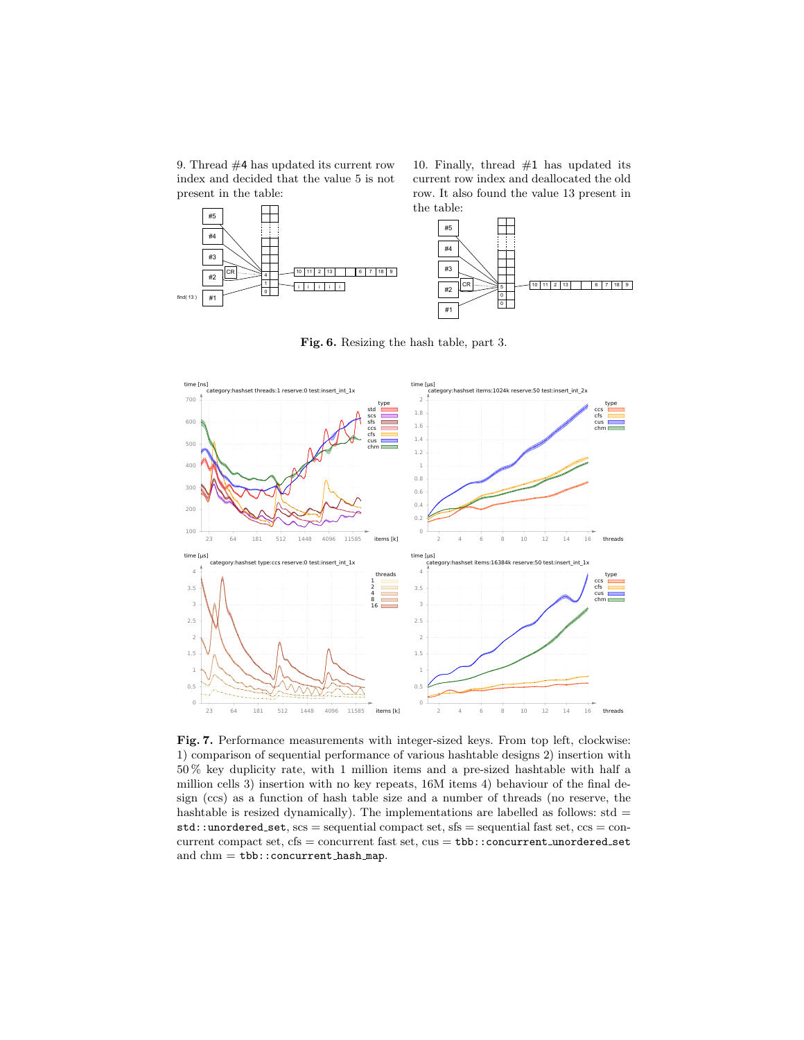9. Thread #4 has updated its current row index and decided that the value 5 is not present in the table:

#5
#4
#3
#2
#1
CR
find( 13 )
4
1
0
10 11 2 13 6 7 18 9
i i i i i i

10. Finally, thread #1 has updated its current row index and deallocated the old row. It also found the value 13 present in the table:

#5
#4
#3
#2
#1
CR
5
0
0
10 11 2 13 6 7 18 9

**Fig. 6.** Resizing the hash table, part 3.

time [ns]
category:hashset threads:1 reserve:0 test:insert_int_1x
700
600
500
400
300
200
100
23 64 181 512 1448 4096 11585 items [k]
type
std
scs
sfs
ccs
cfs
cus
chm

time [μs]
category:hashset items:1024k reserve:50 test:insert_int_2x
2
1.8
1.6
1.4
1.2
1
0.8
0.6
0.4
0.2
0
2 4 6 8 10 12 14 16 threads
type
ccs
cfs
cus
chm

time [μs]
category:hashset type:ccs reserve:0 test:insert_int_1x
4
3.5
3
2.5
2
1.5
1
0.5
0
23 64 181 512 1448 4096 11585 items [k]
threads
1
2
4
8
16

time [μs]
category:hashset items:16384k reserve:50 test:insert_int_1x
4
3.5
3
2.5
2
1.5
1
0.5
0
2 4 6 8 10 12 14 16 threads
type
ccs
cfs
cus
chm

**Fig. 7.** Performance measurements with integer-sized keys. From top left, clockwise: 1) comparison of sequential performance of various hashtable designs 2) insertion with 50 % key duplicity rate, with 1 million items and a pre-sized hashtable with half a million cells 3) insertion with no key repeats, 16M items 4) behaviour of the final design (ccs) as a function of hash table size and a number of threads (no reserve, the hashtable is resized dynamically). The implementations are labelled as follows: std = `std::unordered_set`, scs = sequential compact set, sfs = sequential fast set, ccs = concurrent compact set, cfs = concurrent fast set, cus = `tbb::concurrent_unordered_set` and chm = `tbb::concurrent_hash_map`.